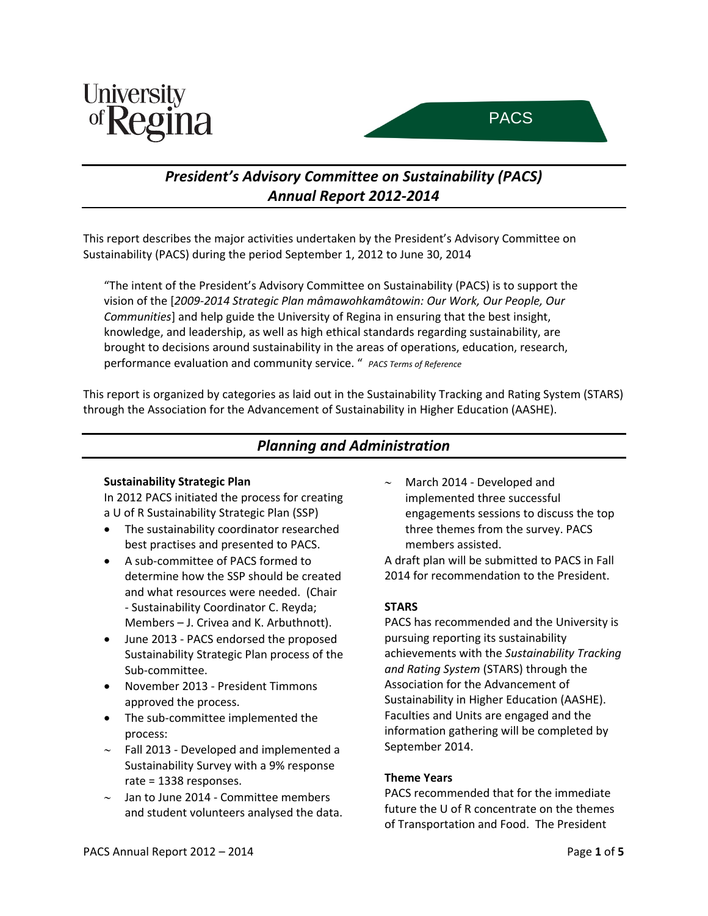University of Regina

PACS

# *President's Advisory Committee on Sustainability (PACS) Annual Report 2012-2014*

This report describes the major activities undertaken by the President's Advisory Committee on Sustainability (PACS) during the period September 1, 2012 to June 30, 2014

> "The intent of the President's Advisory Committee on Sustainability (PACS) is to support the vision of the [*2009-2014 Strategic Plan mâmawohkamâtowin: Our Work, Our People, Our Communities*] and help guide the University of Regina in ensuring that the best insight, knowledge, and leadership, as well as high ethical standards regarding sustainability, are brought to decisions around sustainability in the areas of operations, education, research, performance evaluation and community service. " *PACS Terms of Reference*

This report is organized by categories as laid out in the Sustainability Tracking and Rating System (STARS) through the Association for the Advancement of Sustainability in Higher Education (AASHE).

## *Planning and Administration*

**Sustainability Strategic Plan**

In 2012 PACS initiated the process for creating a U of R Sustainability Strategic Plan (SSP)

- The sustainability coordinator researched best practises and presented to PACS.
- A sub-committee of PACS formed to determine how the SSP should be created and what resources were needed. (Chair - Sustainability Coordinator C. Reyda; Members – J. Crivea and K. Arbuthnott).
- June 2013 - PACS endorsed the proposed Sustainability Strategic Plan process of the Sub-committee.
- November 2013 - President Timmons approved the process.
- The sub-committee implemented the process:
  - ~ Fall 2013 - Developed and implemented a Sustainability Survey with a 9% response rate = 1338 responses.
  - ~ Jan to June 2014 - Committee members and student volunteers analysed the data.
  - ~ March 2014 - Developed and implemented three successful engagements sessions to discuss the top three themes from the survey. PACS members assisted.

A draft plan will be submitted to PACS in Fall 2014 for recommendation to the President.

**STARS**

PACS has recommended and the University is pursuing reporting its sustainability achievements with the *Sustainability Tracking and Rating System* (STARS) through the Association for the Advancement of Sustainability in Higher Education (AASHE). Faculties and Units are engaged and the information gathering will be completed by September 2014.

**Theme Years**

PACS recommended that for the immediate future the U of R concentrate on the themes of Transportation and Food. The President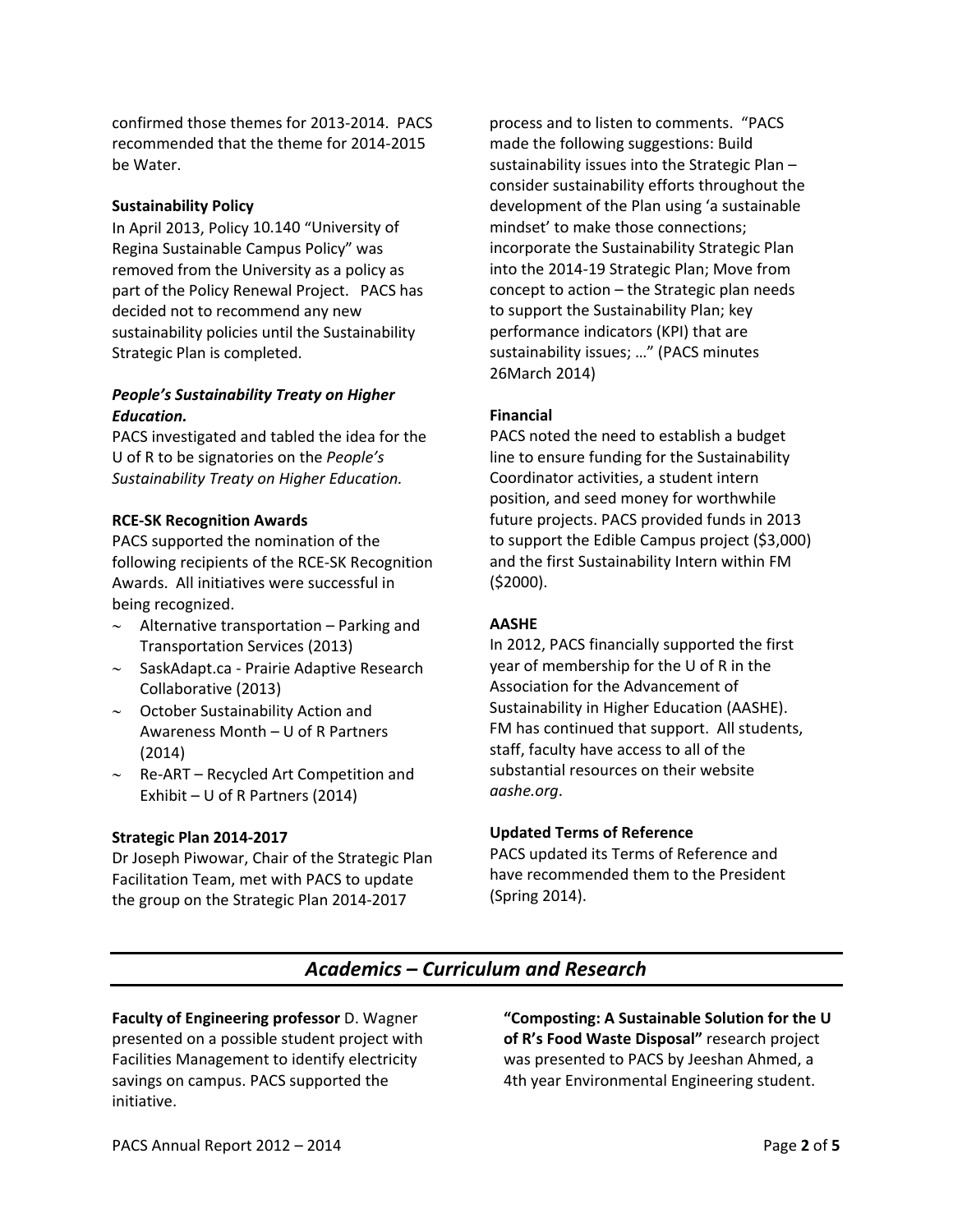confirmed those themes for 2013-2014. PACS recommended that the theme for 2014-2015 be Water.

**Sustainability Policy**

In April 2013, Policy 10.140 "University of Regina Sustainable Campus Policy" was removed from the University as a policy as part of the Policy Renewal Project. PACS has decided not to recommend any new sustainability policies until the Sustainability Strategic Plan is completed.

***People's Sustainability Treaty on Higher Education.***

PACS investigated and tabled the idea for the U of R to be signatories on the *People's Sustainability Treaty on Higher Education.*

**RCE-SK Recognition Awards**

PACS supported the nomination of the following recipients of the RCE-SK Recognition Awards. All initiatives were successful in being recognized.

- Alternative transportation – Parking and Transportation Services (2013)
- SaskAdapt.ca - Prairie Adaptive Research Collaborative (2013)
- October Sustainability Action and Awareness Month – U of R Partners (2014)
- Re-ART – Recycled Art Competition and Exhibit – U of R Partners (2014)

**Strategic Plan 2014-2017**

Dr Joseph Piwowar, Chair of the Strategic Plan Facilitation Team, met with PACS to update the group on the Strategic Plan 2014-2017 process and to listen to comments. "PACS made the following suggestions: Build sustainability issues into the Strategic Plan – consider sustainability efforts throughout the development of the Plan using 'a sustainable mindset' to make those connections; incorporate the Sustainability Strategic Plan into the 2014-19 Strategic Plan; Move from concept to action – the Strategic plan needs to support the Sustainability Plan; key performance indicators (KPI) that are sustainability issues; …" (PACS minutes 26March 2014)

**Financial**

PACS noted the need to establish a budget line to ensure funding for the Sustainability Coordinator activities, a student intern position, and seed money for worthwhile future projects. PACS provided funds in 2013 to support the Edible Campus project ($3,000) and the first Sustainability Intern within FM ($2000).

**AASHE**

In 2012, PACS financially supported the first year of membership for the U of R in the Association for the Advancement of Sustainability in Higher Education (AASHE). FM has continued that support. All students, staff, faculty have access to all of the substantial resources on their website *aashe.org*.

**Updated Terms of Reference**

PACS updated its Terms of Reference and have recommended them to the President (Spring 2014).

## *Academics – Curriculum and Research*

**Faculty of Engineering professor** D. Wagner presented on a possible student project with Facilities Management to identify electricity savings on campus. PACS supported the initiative.

**"Composting: A Sustainable Solution for the U of R's Food Waste Disposal"** research project was presented to PACS by Jeeshan Ahmed, a 4th year Environmental Engineering student.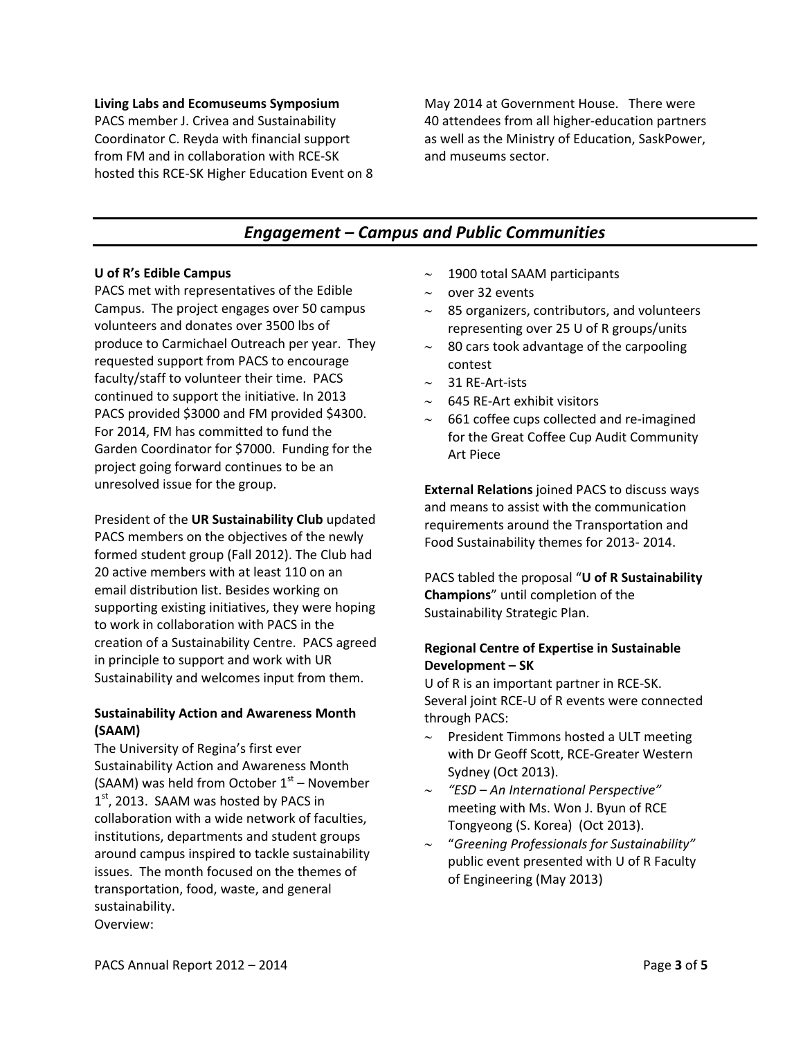**Living Labs and Ecomuseums Symposium**
PACS member J. Crivea and Sustainability Coordinator C. Reyda with financial support from FM and in collaboration with RCE-SK hosted this RCE-SK Higher Education Event on 8 May 2014 at Government House. There were 40 attendees from all higher-education partners as well as the Ministry of Education, SaskPower, and museums sector.

## *Engagement – Campus and Public Communities*

**U of R's Edible Campus**
PACS met with representatives of the Edible Campus. The project engages over 50 campus volunteers and donates over 3500 lbs of produce to Carmichael Outreach per year. They requested support from PACS to encourage faculty/staff to volunteer their time. PACS continued to support the initiative. In 2013 PACS provided $3000 and FM provided $4300. For 2014, FM has committed to fund the Garden Coordinator for $7000. Funding for the project going forward continues to be an unresolved issue for the group.

President of the **UR Sustainability Club** updated PACS members on the objectives of the newly formed student group (Fall 2012). The Club had 20 active members with at least 110 on an email distribution list. Besides working on supporting existing initiatives, they were hoping to work in collaboration with PACS in the creation of a Sustainability Centre. PACS agreed in principle to support and work with UR Sustainability and welcomes input from them.

**Sustainability Action and Awareness Month (SAAM)**
The University of Regina's first ever Sustainability Action and Awareness Month (SAAM) was held from October 1st – November 1st, 2013. SAAM was hosted by PACS in collaboration with a wide network of faculties, institutions, departments and student groups around campus inspired to tackle sustainability issues. The month focused on the themes of transportation, food, waste, and general sustainability.
Overview:

- 1900 total SAAM participants
- over 32 events
- 85 organizers, contributors, and volunteers representing over 25 U of R groups/units
- 80 cars took advantage of the carpooling contest
- 31 RE-Art-ists
- 645 RE-Art exhibit visitors
- 661 coffee cups collected and re-imagined for the Great Coffee Cup Audit Community Art Piece

**External Relations** joined PACS to discuss ways and means to assist with the communication requirements around the Transportation and Food Sustainability themes for 2013- 2014.

PACS tabled the proposal "**U of R Sustainability Champions**" until completion of the Sustainability Strategic Plan.

**Regional Centre of Expertise in Sustainable Development – SK**
U of R is an important partner in RCE-SK. Several joint RCE-U of R events were connected through PACS:

- President Timmons hosted a ULT meeting with Dr Geoff Scott, RCE-Greater Western Sydney (Oct 2013).
- *"ESD – An International Perspective"* meeting with Ms. Won J. Byun of RCE Tongyeong (S. Korea) (Oct 2013).
- "*Greening Professionals for Sustainability"* public event presented with U of R Faculty of Engineering (May 2013)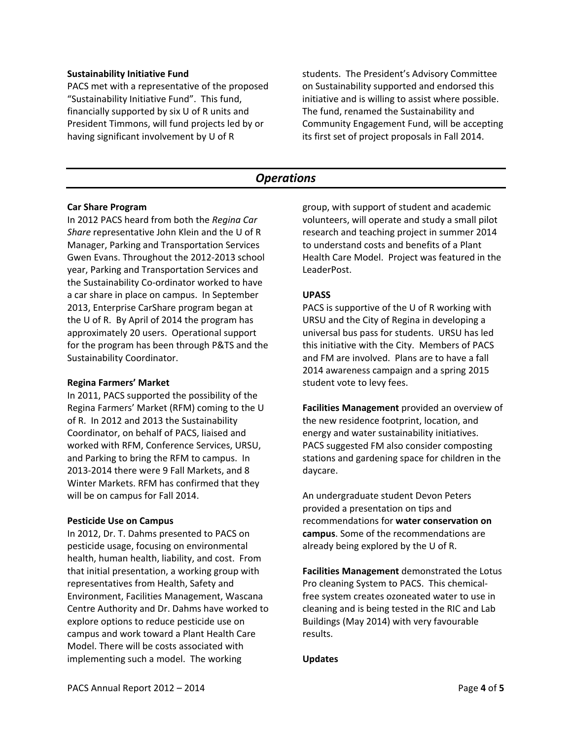**Sustainability Initiative Fund**

PACS met with a representative of the proposed "Sustainability Initiative Fund". This fund, financially supported by six U of R units and President Timmons, will fund projects led by or having significant involvement by U of R students. The President's Advisory Committee on Sustainability supported and endorsed this initiative and is willing to assist where possible. The fund, renamed the Sustainability and Community Engagement Fund, will be accepting its first set of project proposals in Fall 2014.

## *Operations*

**Car Share Program**

In 2012 PACS heard from both the *Regina Car Share* representative John Klein and the U of R Manager, Parking and Transportation Services Gwen Evans. Throughout the 2012-2013 school year, Parking and Transportation Services and the Sustainability Co-ordinator worked to have a car share in place on campus. In September 2013, Enterprise CarShare program began at the U of R. By April of 2014 the program has approximately 20 users. Operational support for the program has been through P&TS and the Sustainability Coordinator.

**Regina Farmers' Market**

In 2011, PACS supported the possibility of the Regina Farmers' Market (RFM) coming to the U of R. In 2012 and 2013 the Sustainability Coordinator, on behalf of PACS, liaised and worked with RFM, Conference Services, URSU, and Parking to bring the RFM to campus. In 2013-2014 there were 9 Fall Markets, and 8 Winter Markets. RFM has confirmed that they will be on campus for Fall 2014.

**Pesticide Use on Campus**

In 2012, Dr. T. Dahms presented to PACS on pesticide usage, focusing on environmental health, human health, liability, and cost. From that initial presentation, a working group with representatives from Health, Safety and Environment, Facilities Management, Wascana Centre Authority and Dr. Dahms have worked to explore options to reduce pesticide use on campus and work toward a Plant Health Care Model. There will be costs associated with implementing such a model. The working group, with support of student and academic volunteers, will operate and study a small pilot research and teaching project in summer 2014 to understand costs and benefits of a Plant Health Care Model. Project was featured in the LeaderPost.

**UPASS**

PACS is supportive of the U of R working with URSU and the City of Regina in developing a universal bus pass for students. URSU has led this initiative with the City. Members of PACS and FM are involved. Plans are to have a fall 2014 awareness campaign and a spring 2015 student vote to levy fees.

**Facilities Management** provided an overview of the new residence footprint, location, and energy and water sustainability initiatives. PACS suggested FM also consider composting stations and gardening space for children in the daycare.

An undergraduate student Devon Peters provided a presentation on tips and recommendations for **water conservation on campus**. Some of the recommendations are already being explored by the U of R.

**Facilities Management** demonstrated the Lotus Pro cleaning System to PACS. This chemical-free system creates ozoneated water to use in cleaning and is being tested in the RIC and Lab Buildings (May 2014) with very favourable results.

**Updates**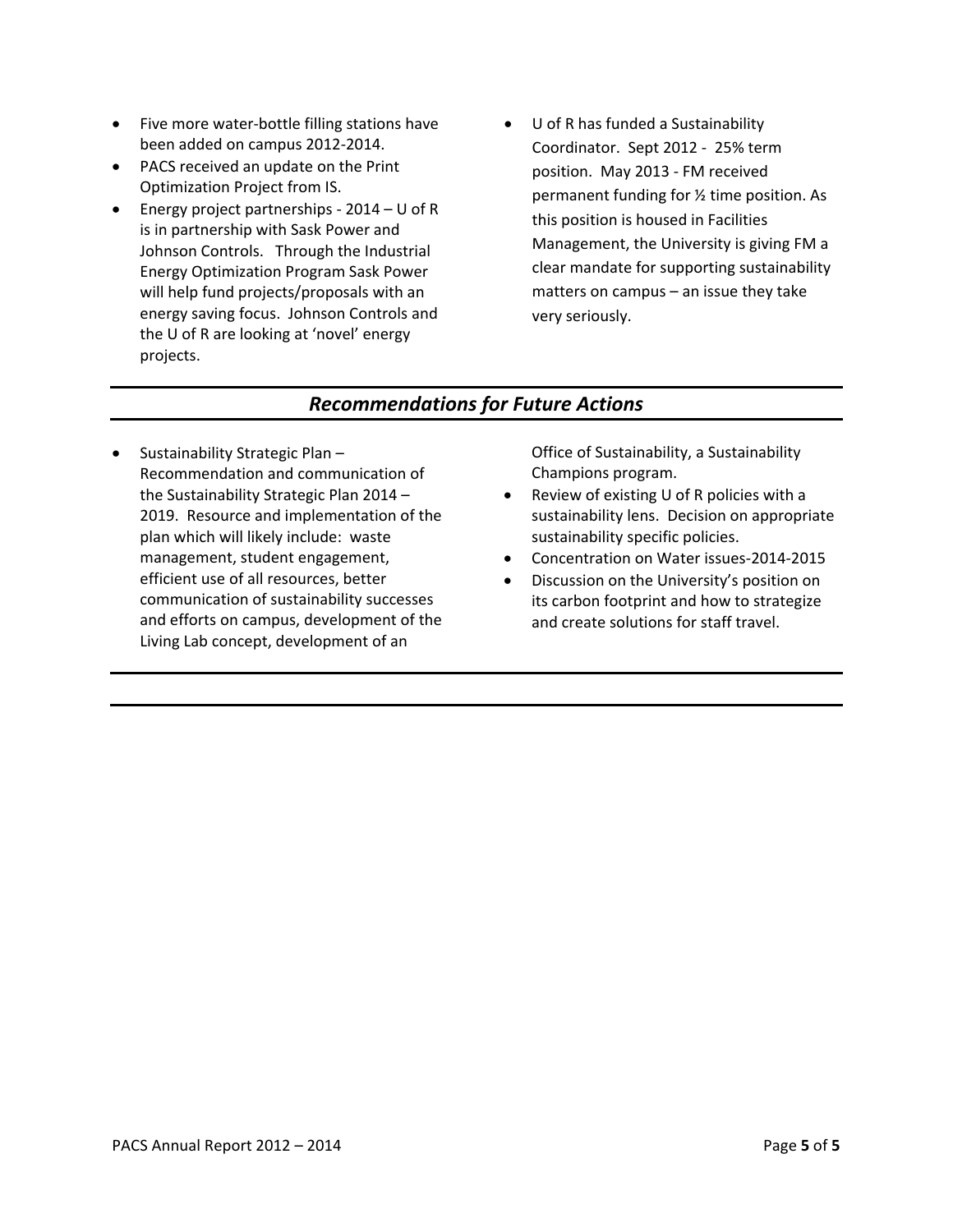- Five more water-bottle filling stations have been added on campus 2012-2014.
- PACS received an update on the Print Optimization Project from IS.
- Energy project partnerships - 2014 – U of R is in partnership with Sask Power and Johnson Controls. Through the Industrial Energy Optimization Program Sask Power will help fund projects/proposals with an energy saving focus. Johnson Controls and the U of R are looking at 'novel' energy projects.
- U of R has funded a Sustainability Coordinator. Sept 2012 - 25% term position. May 2013 - FM received permanent funding for ½ time position. As this position is housed in Facilities Management, the University is giving FM a clear mandate for supporting sustainability matters on campus – an issue they take very seriously.

## *Recommendations for Future Actions*

- Sustainability Strategic Plan – Recommendation and communication of the Sustainability Strategic Plan 2014 – 2019. Resource and implementation of the plan which will likely include: waste management, student engagement, efficient use of all resources, better communication of sustainability successes and efforts on campus, development of the Living Lab concept, development of an Office of Sustainability, a Sustainability Champions program.
- Review of existing U of R policies with a sustainability lens. Decision on appropriate sustainability specific policies.
- Concentration on Water issues-2014-2015
- Discussion on the University's position on its carbon footprint and how to strategize and create solutions for staff travel.